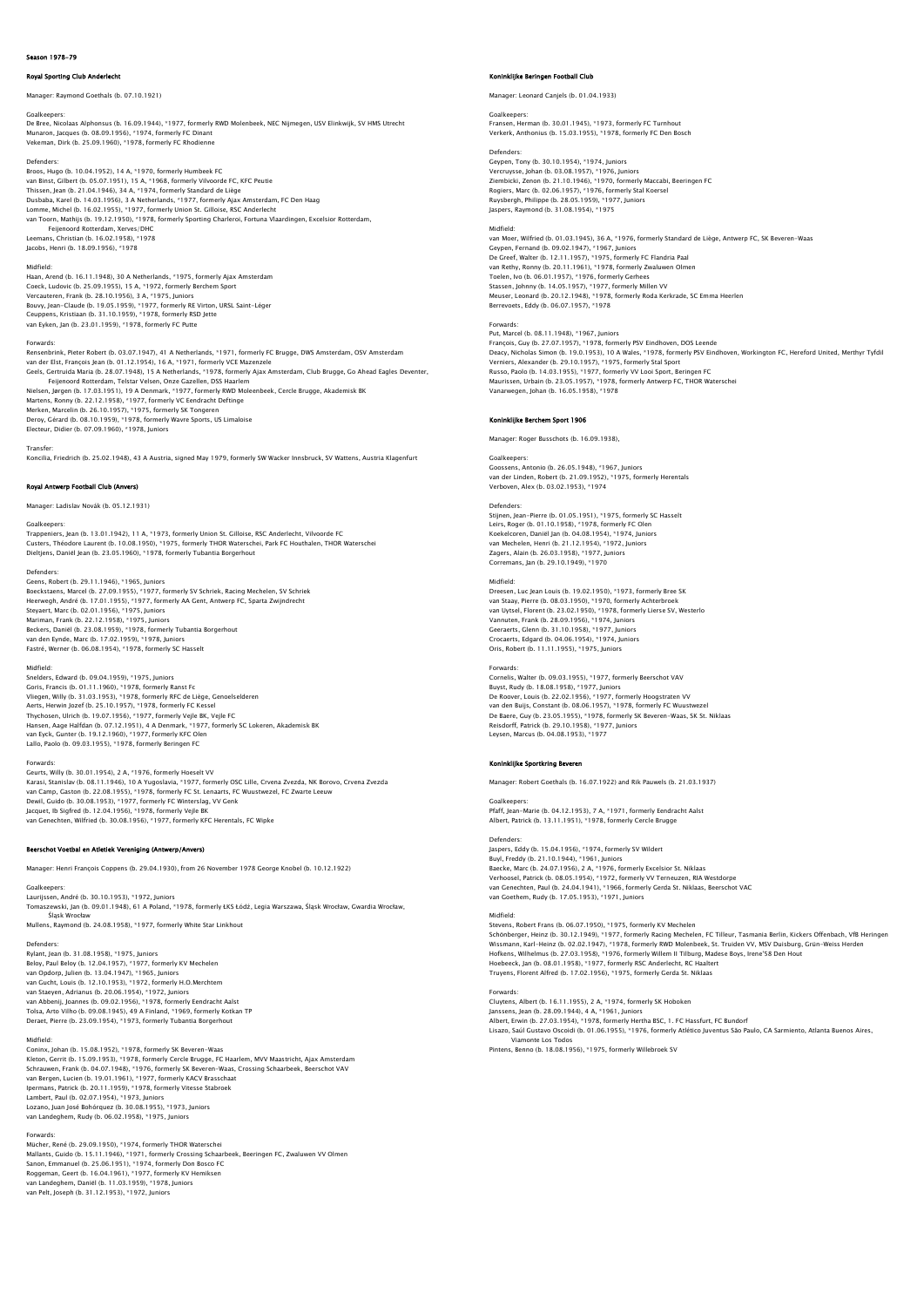# Season 1978–79

## Royal Sporting Club Anderlecht

Manager: Raymond Goethals (b. 07.10.1921)

Goalkeepers:
De Bree, Nicolaas Alphonsus (b. 16.09.1944), *1977, formerly RWD Molenbeek, NEC Nijmegen, USV Elinkwijk, SV HMS Utrecht
Munaron, Jacques (b. 08.09.1956), *1974, formerly FC Dinant
Vekeman, Dirk (b. 25.09.1960), *1978, formerly FC Rhodienne

Defenders:
Broos, Hugo (b. 10.04.1952), 14 A, *1970, formerly Humbeek FC
van Binst, Gilbert (b. 05.07.1951), 15 A, *1968, formerly Vilvoorde FC, KFC Peutie
Thissen, Jean (b. 21.04.1946), 34 A, *1974, formerly Standard de Liège
Dusbaba, Karel (b. 14.03.1956), 3 A Netherlands, *1977, formerly Ajax Amsterdam, FC Den Haag
Lomme, Michel (b. 16.02.1955), *1977, formerly Union St. Gilloise, RSC Anderlecht
van Toorn, Mathijs (b. 19.12.1950), *1978, formerly Sporting Charleroi, Fortuna Vlaardingen, Excelsior Rotterdam, Feijenoord Rotterdam, Xerxes/DHC
Leemans, Christian (b. 16.02.1958), *1978
Jacobs, Henri (b. 18.09.1956), *1978

Midfield:
Haan, Arend (b. 16.11.1948), 30 A Netherlands, *1975, formerly Ajax Amsterdam
Coeck, Ludovic (b. 25.09.1955), 15 A, *1972, formerly Berchem Sport
Vercauteren, Frank (b. 28.10.1956), 3 A, *1975, Juniors
Bouvy, Jean-Claude (b. 19.05.1959), *1977, formerly RE Virton, URSL Saint-Léger
Ceuppens, Kristiaan (b. 31.10.1959), *1978, formerly RSD Jette
van Eyken, Jan (b. 23.01.1959), *1978, formerly FC Putte

Forwards:
Rensenbrink, Pieter Robert (b. 03.07.1947), 41 A Netherlands, *1971, formerly FC Brugge, DWS Amsterdam, OSV Amsterdam
van der Elst, François Jean (b. 01.12.1954), 16 A, *1971, formerly VCE Mazenzele
Geels, Gertruida Maria (b. 28.07.1948), 15 A Netherlands, *1978, formerly Ajax Amsterdam, Club Brugge, Go Ahead Eagles Deventer, Feijenoord Rotterdam, Telstar Velsen, Onze Gazellen, DSS Haarlem
Nielsen, Jørgen (b. 17.03.1951), 19 A Denmark, *1977, formerly RWD Molenbeek, Cercle Brugge, Akademisk BK
Martens, Ronny (b. 22.12.1958), *1977, formerly VC Eendracht Deftinge
Merken, Marcelin (b. 26.10.1957), *1975, formerly SK Tongeren
Deroy, Gérard (b. 08.10.1959), *1978, formerly Wavre Sports, US Limaloise
Electeur, Didier (b. 07.09.1960), *1978, Juniors

Transfer:
Koncilia, Friedrich (b. 25.02.1948), 43 A Austria, signed May 1979, formerly SW Wacker Innsbruck, SV Wattens, Austria Klagenfurt

## Royal Antwerp Football Club (Anvers)

Manager: Ladislav Novák (b. 05.12.1931)

Goalkeepers:
Trappeniers, Jean (b. 13.01.1942), 11 A, *1973, formerly Union St. Gilloise, RSC Anderlecht, Vilvoorde FC
Custers, Théodore Laurent (b. 10.08.1950), *1975, formerly THOR Waterschei, Park FC Houthalen, THOR Waterschei
Dieltjens, Daniël Jean (b. 23.05.1960), *1978, formerly Tubantia Borgerhout

Defenders:
Geens, Robert (b. 29.11.1946), *1965, Juniors
Boeckstaens, Marcel (b. 27.09.1955), *1977, formerly SV Schriek, Racing Mechelen, SV Schriek
Heerwegh, André (b. 17.01.1955), *1977, formerly AA Gent, Antwerp FC, Sparta Zwijndrecht
Steyaert, Marc (b. 02.01.1956), *1975, Juniors
Mariman, Frank (b. 22.12.1958), *1975, Juniors
Beckers, Daniël (b. 23.08.1959), *1978, formerly Tubantia Borgerhout
van den Eynde, Marc (b. 17.02.1959), *1978, Juniors
Fastré, Werner (b. 06.08.1954), *1978, formerly SC Hasselt

Midfield:
Snelders, Edward (b. 09.04.1959), *1975, Juniors
Goris, Francis (b. 01.11.1960), *1978, formerly Ranst Fc
Vliegen, Willy (b. 31.03.1953), *1978, formerly RFC de Liège, Genoelselderen
Aerts, Herwin Jozef (b. 25.10.1957), *1978, formerly FC Kessel
Thychosen, Ulrich (b. 19.07.1956), *1977, formerly Vejle BK, Vejle FC
Hansen, Aage Halfdan (b. 07.12.1951), 4 A Denmark, *1977, formerly SC Lokeren, Akademisk BK
van Eyck, Gunter (b. 19.12.1960), *1977, formerly KFC Olen
Lallo, Paolo (b. 09.03.1955), *1978, formerly Beringen FC

Forwards:
Geurts, Willy (b. 30.01.1954), 2 A, *1976, formerly Hoeselt VV
Karasi, Stanislav (b. 08.11.1946), 10 A Yugoslavia, *1977, formerly OSC Lille, Crvena Zvezda, NK Borovo, Crvena Zvezda
van Camp, Gaston (b. 22.08.1955), *1978, formerly FC St. Lenaarts, FC Wuustwezel, FC Zwarte Leeuw
Dewil, Guido (b. 30.08.1953), *1977, formerly FC Winterslag, VV Genk
Jacquet, Ib Sigfred (b. 12.04.1956), *1978, formerly Vejle BK
van Genechten, Wilfried (b. 30.08.1956), *1977, formerly KFC Herentals, FC Wipke

## Beerschot Voetbal en Atletiek Vereniging (Antwerp/Anvers)

Manager: Henri François Coppens (b. 29.04.1930), from 26 November 1978 George Knobel (b. 10.12.1922)

Goalkeepers:
Laurijssen, André (b. 30.10.1953), *1972, Juniors
Tomaszewski, Jan (b. 09.01.1948), 61 A Poland, *1978, formerly ŁKS Łódź, Legia Warszawa, Śląsk Wrocław, Gwardia Wrocław, Śląsk Wrocław
Mullens, Raymond (b. 24.08.1958), *1977, formerly White Star Linkhout

Defenders:
Rylant, Jean (b. 31.08.1958), *1975, Juniors
Beloy, Paul Beloy (b. 12.04.1957), *1977, formerly KV Mechelen
van Opdorp, Julien (b. 13.04.1947), *1965, Juniors
van Gucht, Louis (b. 12.10.1953), *1972, formerly H.O.Merchtem
van Staeyen, Adrianus (b. 20.06.1954), *1972, Juniors
van Abbenij, Joannes (b. 09.02.1956), *1978, formerly Eendracht Aalst
Toisa, Arto Vilho (b. 09.08.1945), 49 A Finland, *1969, formerly Kotkan TP
Deraet, Pierre (b. 23.09.1954), *1973, formerly Tubantia Borgerhout

Midfield:
Coninx, Johan (b. 15.08.1952), *1978, formerly SK Beveren-Waas
Kleton, Gerrit (b. 15.09.1953), *1978, formerly Cercle Brugge, FC Haarlem, MVV Maastricht, Ajax Amsterdam
Schrauwen, Frank (b. 04.07.1948), *1976, formerly SK Beveren-Waas, Crossing Schaarbeek, Beerschot VAV
van Bergen, Lucien (b. 19.01.1961), *1977, formerly KACV Brasschaat
Ipermans, Patrick (b. 20.11.1959), *1978, formerly Vitesse Stabroek
Lambert, Paul (b. 02.07.1954), *1973, Juniors
Lozano, Juan José Bohórquez (b. 30.08.1955), *1973, Juniors
van Landeghem, Rudy (b. 06.02.1958), *1975, Juniors

Forwards:
Mücher, René (b. 29.09.1950), *1974, formerly THOR Waterschei
Mallants, Guido (b. 15.11.1946), *1971, formerly Crossing Schaarbeek, Beeringen FC, Zwaluwen VV Olmen
Sanon, Emmanuel (b. 25.06.1951), *1974, formerly Don Bosco FC
Roggeman, Geert (b. 16.04.1961), *1977, formerly KV Hemiksen
van Landeghem, Daniël (b. 11.03.1959), *1978, Juniors
van Pelt, Joseph (b. 31.12.1953), *1972, Juniors

## Koninklijke Beringen Football Club

Manager: Leonard Canjels (b. 01.04.1933)

Goalkeepers:
Fransen, Herman (b. 30.01.1945), *1973, formerly FC Turnhout
Verkerk, Anthonius (b. 15.03.1955), *1978, formerly FC Den Bosch

Defenders:
Geypen, Tony (b. 30.10.1954), *1974, Juniors
Vercruysse, Johan (b. 03.08.1957), *1976, Juniors
Ziembicki, Zenon (b. 21.10.1946), *1970, formerly Maccabi, Beeringen FC
Rogiers, Marc (b. 02.06.1957), *1976, formerly Stal Koersel
Ruysbergh, Philippe (b. 28.05.1959), *1977, Juniors
Jaspers, Raymond (b. 31.08.1954), *1975

Midfield:
van Moer, Wilfried (b. 01.03.1945), 36 A, *1976, formerly Standard de Liège, Antwerp FC, SK Beveren-Waas
Geypen, Fernand (b. 09.02.1947), *1967, Juniors
De Greef, Walter (b. 12.11.1957), *1975, formerly FC Flandria Paal
van Rethy, Ronny (b. 20.11.1961), *1978, formerly Zwaluwen Olmen
Toelen, Ivo (b. 06.01.1957), *1976, formerly Gerhees
Stassen, Johnny (b. 14.05.1957), *1977, formerly Millen VV
Meuser, Leonard (b. 20.12.1948), *1978, formerly Roda Kerkrade, SC Emma Heerlen
Berrevoets, Eddy (b. 06.07.1957), *1978

Forwards:
Put, Marcel (b. 08.11.1948), *1967, Juniors
François, Guy (b. 27.07.1957), *1978, formerly PSV Eindhoven, DOS Leende
Deacy, Nicholas Simon (b. 19.0.1953), 10 A Wales, *1978, formerly PSV Eindhoven, Workington FC, Hereford United, Merthyr Tydfil
Verniers, Alexander (b. 29.10.1957), *1975, formerly Stal Sport
Russo, Paolo (b. 14.03.1955), *1977, formerly VV Looi Sport, Beringen FC
Maurissen, Urbain (b. 23.05.1957), *1978, formerly Antwerp FC, THOR Waterschei
Vanarwegen, Johan (b. 16.05.1958), *1978

## Koninklijke Berchem Sport 1906

Manager: Roger Busschots (b. 16.09.1938),

Goalkeepers:
Goossens, Antonio (b. 26.05.1948), *1967, Juniors
van der Linden, Robert (b. 21.09.1952), *1975, formerly Herentals
Verboven, Alex (b. 03.02.1953), *1974

Defenders:
Stijnen, Jean-Pierre (b. 01.05.1951), *1975, formerly SC Hasselt
Leirs, Roger (b. 01.10.1958), *1978, formerly FC Olen
Koekelcoren, Daniël Jan (b. 04.08.1954), *1974, Juniors
van Mechelen, Henri (b. 21.12.1954), *1972, Juniors
Zagers, Alain (b. 26.03.1958), *1977, Juniors
Corremans, Jan (b. 29.10.1949), *1970

Midfield:
Dreesen, Luc Jean Louis (b. 19.02.1950), *1973, formerly Bree SK
van Staay, Pierre (b. 08.03.1950), *1970, formerly Achterbroek
van Uytsel, Florent (b. 23.02.1950), *1978, formerly Lierse SV, Westerlo
Vannuten, Frank (b. 28.09.1956), *1974, Juniors
Geeraerts, Glenn (b. 31.10.1958), *1977, Juniors
Crocaerts, Edgard (b. 04.06.1954), *1974, Juniors
Oris, Robert (b. 11.11.1955), *1975, Juniors

Forwards:
Cornelis, Walter (b. 09.03.1955), *1977, formerly Beerschot VAV
Buyst, Rudy (b. 18.08.1958), *1977, Juniors
De Roover, Louis (b. 22.02.1956), *1977, formerly Hoogstraten VV
van den Buijs, Constant (b. 08.06.1957), *1978, formerly FC Wuustwezel
De Baere, Guy (b. 23.05.1955), *1978, formerly SK Beveren-Waas, SK St. Niklaas
Reisdorff, Patrick (b. 29.10.1958), *1977, Juniors
Leysen, Marcus (b. 04.08.1953), *1977

## Koninklijke Sportkring Beveren

Manager: Robert Goethals (b. 16.07.1922) and Rik Pauwels (b. 21.03.1937)

Goalkeepers:
Pfaff, Jean-Marie (b. 04.12.1953), 7 A, *1971, formerly Eendracht Aalst
Albert, Patrick (b. 13.11.1951), *1978, formerly Cercle Brugge

Defenders:
Jaspers, Eddy (b. 15.04.1956), *1974, formerly SV Wildert
Buyl, Freddy (b. 21.10.1944), *1961, Juniors
Baecke, Marc (b. 24.07.1956), 2 A, *1976, formerly Excelsior St. Niklaas
Verhoosel, Patrick (b. 08.05.1954), *1972, formerly VV Terneuzen, RIA Westdorpe
van Genechten, Paul (b. 24.04.1941), *1966, formerly Gerda St. Niklaas, Beerschot VAC
van Goethem, Rudy (b. 17.05.1953), *1971, Juniors

Midfield:
Stevens, Robert Frans (b. 06.07.1950), *1975, formerly KV Mechelen
Schönberger, Heinz (b. 30.12.1949), *1977, formerly Racing Mechelen, FC Tilleur, Tasmania Berlin, Kickers Offenbach, VfB Heringen
Wissmann, Karl-Heinz (b. 02.02.1947), *1978, formerly RWD Molenbeek, St. Truiden VV, MSV Duisburg, Grün-Weiss Herden
Hofkens, Wilhelmus (b. 27.03.1958), *1976, formerly Willem II Tilburg, Madese Boys, Irene'58 Den Hout
Hoebeeck, Jan (b. 08.01.1958), *1977, formerly RSC Anderlecht, RC Haaltert
Truyens, Florent Alfred (b. 17.02.1956), *1975, formerly Gerda St. Niklaas

Forwards:
Cluytens, Albert (b. 16.11.1955), 2 A, *1974, formerly SK Hoboken
Janssens, Jean (b. 28.09.1944), 4 A, *1961, Juniors
Albert, Erwin (b. 27.03.1954), *1978, formerly Hertha BSC, 1. FC Hassfurt, FC Bundorf
Lisazo, Saúl Gustavo Oscoidi (b. 01.06.1955), *1976, formerly Atlético Juventus São Paulo, CA Sarmiento, Atlanta Buenos Aires, Viamonte Los Todos
Pintens, Benno (b. 18.08.1956), *1975, formerly Willebroek SV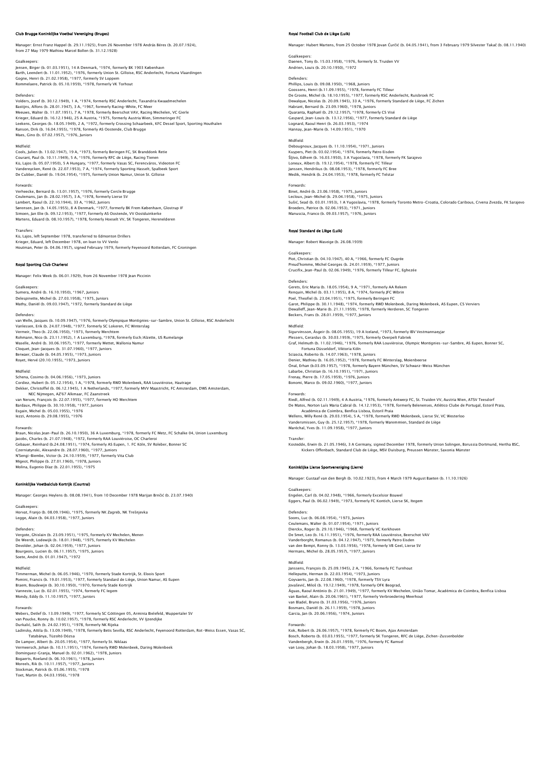## Club Brugge Koninklijke Voetbal Vereniging (Bruges)

Manager: Ernst Franz Happel (b. 29.11.1925), from 26 November 1978 András Béres (b. 20.07.1924), from 27 May 1979 Mathieu Marcel Bollen (b. 31.12.1928)

Goalkeepers:
Jensen, Birger (b. 01.03.1951), 14 A Denmark, *1974, formerly BK 1903 København
Barth, Leendert (b. 11.01.1952), *1976, formerly Union St. Gilloise, RSC Anderlecht, Fortuna Vlaardingen
Gogne, Henri (b. 21.02.1958), *1977, formerly SV Loppem
Rommelaere, Patrick (b. 05.10.1959), *1978, formerly VK Torhout

Defenders:
Volders, Jozef (b. 30.12.1949), 1 A, *1974, formerly RSC Anderlecht, Taxandria Kwaadmechelen
Bastijns, Alfons (b. 28.01.1947), 3 A, *1967, formerly Racing-White, FC Meer
Meeuws, Walter (b. 11.07.1951), 7 A, *1978, formerly Beerschot VAV, Racing Mechelen, VC Gierle
Krieger, Eduard (b. 16.12.1946), 25 A Austria, *1975, formerly Austria Wien, Simmeringer FC
Leekens, Georges (b. 18.05.1949), 2 A, *1972, formerly Crossing Schaarbeek, KFC Dessel Sport, Sporting Houthalen
Ranson, Dirk (b. 16.04.1955), *1978, formerly AS Oostende, Club Brugge
Maes, Gino (b. 07.02.1957), *1976, Juniors

Midfield:
Cools, Julien (b. 13.02.1947), 19 A, *1973, formerly Beringen FC, SK Branddonk Retie
Courant, Paul (b. 10.11.1949), 5 A, *1976, formerly RFC de Liège, Racing Tienen
Kü, Lajos (b. 05.07.1950), 5 A Hungary, *1977, formerly Vasas SC, Ferencváros, Videoton FC
Vandereycken, René (b. 22.07.1953), 7 A, *1974, formerly Sporting Hasselt, Spalbeek Sport
De Cubber, Daniël (b. 19.04.1954), *1975, formerly Union Namur, Union St. Gilloise

Forwards:
Verheecke, Bernard (b. 13.01.1957), *1976, formerly Cercle Brugge
Ceulemans, Jan (b. 28.02.1957), 3 A, *1978, formerly Lierse SV
Lambert, Raoul (b. 22.10.1944), 33 A, *1962, Juniors
Sørensen, Jan (b. 14.05.1955), 8 A Denmark, *1977, formerly BK Frem København, Glostrup IF
Simoen, Jan Elie (b. 09.12.1953), *1977, formerly AS Oostende, VV Oostduinkerke
Martens, Eduard (b. 08.10.1957), *1978, formerly Hoeselt VV, SK Tongeren, Herenelderen

Transfers:
Kü, Lajos, left September 1978, transferred to Edmonton Drillers
Krieger, Eduard, left December 1978, on loan to VV Venlo
Houtman, Peter (b. 04.06.1957), signed February 1979, formerly Feyenoord Rotterdam, FC Groningen

## Royal Sporting Club Charleroi

Manager: Felix Week (b. 06.01.1929), from 26 November 1978 Jean Piccinin

Goalkeepers:
Sumera, André (b. 16.10.1950), *1967, Juniors
Delespinette, Michel (b. 27.03.1958), *1975, Juniors
Mathy, Daniël (b. 09.03.1947), *1972, formerly Standard de Liège

Defenders:
van Welle, Jacques (b. 10.09.1947), *1976, formerly Olympique Montignies-sur-Sambre, Union St. Gilloise, RSC Anderlecht
Vanlessen, Erik (b. 24.07.1948), *1977, formerly SC Lokeren, FC Winterslag
Vermeir, Theo (b. 22.06.1950), *1973, formerly Merchtem
Rohmann, Nico (b. 23.11.1952), 1 A Luxemburg, *1978, formerly Esch/Alzette, US Rumelange
Waselle, André (b. 30.06.1957), *1977, formerly Mettet, Wallonia Namur
Cloquet, Jean-Jacques (b. 31.07.1960), *1977, Juniors
Berwaer, Claude (b. 04.05.1955), *1973, Juniors
Royet, Hervé (20.10.1955), *1973, Juniors

Midfield:
Schena, Cosimo (b. 04.06.1956), *1973, Juniors
Cordiez, Hubert (b. 05.12.1954), 1 A, *1978, formerly RWD Molenbeek, RAA Louviéroise, Hautrage
Dekker, Christoffel (b. 06.12.1945), 1 A Netherlands, *1977, formerly MVV Maastricht, FC Amsterdam, DWS Amsterdam, NEC Nijmegen, AZ'67 Alkmaar, FC Zaanstreek
van Nerum, François (b. 22.07.1955), *1977, formerly HO Merchtem
Bardaux, Philippe (b. 30.10.1958), *1977, Juniors
Esgain, Michel (b. 05.03.1955), *1976
Iezzi, Antonio (b. 29.08.1955), *1976

Forwards:
Braun, Nicolas Jean-Paul (b. 26.10.1950), 36 A Luxemburg, *1978, formerly FC Metz, FC Schalke 04, Union Luxemburg
Jacobs, Charles (b. 21.07.1948), *1972, formerly RAA Louviéroise, OC Charleroi
Gebauer, Reinhard (b.24.08.1951), *1974, formerly AS Eupen, 1. FC Köln, SV Roleber, Bonner SC
Czerniatynski, Alexandre (b. 28.07.1960), *1977, Juniors
N'Sengi-Biembe, Victor (b. 24.10.1959), *1977, formerly Vita Club
Migeot, Philippe (b. 27.01.1960), *1978, Juniors
Molina, Eugenio Díaz (b. 22.01.1955), *1975

## Koninklijke Voetbalclub Kortrijk (Courtrai)

Manager: Georges Heylens (b. 08.08.1941), from 10 December 1978 Marijan Brnčić (b. 23.07.1940)

Goalkeepers:
Horvat, Franjo (b. 08.09.1946), *1975, formerly NK Zagreb, NK Trešnjevka
Legge, Alain (b. 04.03.1958), *1977, Juniors

Defenders:
Vergote, Ghislain (b. 23.09.1951), *1975, formerly KV Mechelen, Menen
De Weerdt, Lodewijk (b. 18.01.1948), *1975, formerly KV Mechelen
Devolder, Johan (b. 02.04.1959), *1977, Juniors
Bourgeois, Lucien (b. 06.11.1957), *1975, Juniors
Soete, André (b. 01.01.1947), *1972

Midfield:
Timmerman, Michel (b. 06.05.1946), *1970, formerly Stade Kortrijk, St. Eloois Sport
Pomini, Francis (b. 19.01.1953), *1977, formerly Standard de Liège, Union Namur, AS Eupen
Braem, Boudewijn (b. 30.10.1950), *1970, formerly Stade Kortrijk
Vanneste, Luc (b. 02.01.1955), *1974, formerly FC Iegem
Mondy, Eddy (b. 11.10.1957), *1977, Juniors

Forwards:
Webers, Detlef (b. 13.09.1949), *1977, formerly SC Göttingen 05, Arminia Bielefeld, Wuppertaler SV
van Poucke, Ronny (b. 10.02.1957), *1978, formerly RSC Anderlecht, VV Ijzendijke
Durkalić, Salih (b. 24.02.1951), *1978, formerly NK Rijeka
Ladinsky, Attila (b. 13.09.1949), *1978, formerly Betis Sevilla, RSC Anderlecht, Feyenoord Rotterdam, Rot-Weiss Essen, Vasas SC, Tatabánya, Tüzoltó Dózsa
De Lamper, Albert (b. 20.05.1954), *1977, formerly St. Niklaas
Vermeersch, Johan (b. 10.11.1951), *1974, formerly RWD Molenbeek, Daring Molenbeek
Dominguez-Granja, Manuel (b. 02.01.1962), *1978, Juniors
Bogaerts, Roeland (b. 06.10.1961), *1978, Juniors
Moreels, Rik (b. 10.11.1957), *1977, Juniors
Stockman, Patrick (b. 05.06.1955), *1978
Toet, Martin (b. 04.03.1956), *1978

## Royal Football Club de Liège (Luik)

Manager: Hubert Martens, from 25 October 1978 Jovan Ćurčić (b. 04.05.1941), from 3 February 1979 Silvester Takač (b. 08.11.1940)

Goalkeepers:
Daenen, Tony (b. 15.03.1958), *1976, formerly St. Truiden VV
Andrien, Louis (b. 20.10.1950), *1972

Defenders:
Phillips, Louis (b. 09.08.1950), *1968, Juniors
Goossens, Henri (b.11.09.1955), *1978, formerly FC Tilleur
De Groote, Michel (b. 18.10.1955), *1977, formerly RSC Anderlecht, Ruisbroek FC
Dewalque, Nicolas (b. 20.09.1945), 33 A, *1976, formerly Standard de Liège, FC Zichen
Habrant, Bernard (b. 23.09.1960), *1978, Juniors
Quaranta, Raphaël (b. 29.12.1957), *1978, formerly CS Visé
Gaspard, Jean-Louis (b. 13.12.1956), *1977, formerly Standard de Liège
Lognard, Raoul Henri (b. 26.03.1953), *1974
Hannay, Jean-Marie (b. 14.09.1951), *1970

Midfield:
Debougnoux, Jacques (b. 11.10.1954), *1971, Juniors
Kuypers, Piet (b. 03.02.1954), *1974, formerly Patro Eisden
Šljivo, Edhem (b. 16.03.1950), 3 A Yugoslavia, *1978, formerly FK Sarajevo
Loneux, Albert (b. 19.12.1954), *1978, formerly FC Tilleur
Janssen, Hendrikus (b. 08.08.1953), *1978, formerly FC Bree
Medik, Hendrik (b. 24.04.1953), *1978, formerly FC Telstar

Forwards:
Binet, André (b. 23.06.1958), *1975, Juniors
Lecloux, Jean-Michel (b. 29.04.1958), *1975, Juniors
Sušić, Sead (b. 03.01.1953), 1 A Yugoslavia, *1978, formerly Toronto Metro-Croatia, Colorado Caribous, Crvena Zvezda, FK Sarajevo
Broeders, Patrice (b. 02.06.1953), *1971, Juniors
Manuscia, Franco (b. 09.03.1957), *1976, Juniors

## Royal Standard de Liège (Luik)

Manager: Robert Waseige (b. 26.08.1939)

Goalkeepers:
Piot, Christian (b. 04.10.1947), 40 A, *1966, formerly FC Ougrée
Preud'homme, Michel Georges (b. 24.01.1959), *1977, Juniors
Crucifix, Jean-Paul (b. 02.06.1949), *1976, formerly Tilleur FC, Eghezée

Defenders:
Gerets, Eric Maria (b. 18.05.1954), 9 A, *1971, formerly AA Rekem
Renquin, Michel (b. 03.11.1955), 8 A, *1974, formerly JFC Wibrin
Poel, Theofiel (b. 23.04.1951), *1975, formerly Beringen FC
Garot, Philippe (b. 30.11.1948), *1974, formerly RWD Molenbeek, Daring Molenbeek, AS Eupen, CS Verviers
Dewalleff, Jean-Marie (b. 21.11.1959), *1978, formerly Herderen, SC Tongeren
Beckers, Frans (b. 28.01.1959), *1977, Juniors

Midfield:
Sigurvinsson, Ásgeir (b. 08.05.1955), 19 A Iceland, *1973, formerly IBV Vestmannaeyjar
Plessers, Gerardus (b. 30.03.1959), *1975, formerly Overpelt Fabriek
Graf, Helmuth (b. 11.02.1946), *1976, formerly RAA Louvièroise, Olympic Montignies-sur-Sambre, AS Eupen, Bonner SC, Fortuna Düsseldorf, Viktoria Köln
Sciascia, Roberto (b. 14.07.1963), *1978, Juniors
Denier, Mathieu (b. 16.05.1952), *1978, formerly FC Winterslag, Moienbeerse
Önal, Erhan (b.03.09.1957), *1978, formerly Bayern München, SV Schwarz-Weiss München
Labarbe, Christian (b. 16.10.1951), *1971, Juniors
Frenay, Pierre (b. 17.05.1959), *1976, Juniors
Bonomi, Marco (b. 09.02.1960), *1977, Juniors

Forwards:
Riedl, Alfred (b. 02.11.1949), 4 A Austria, *1976, formerly Antwerp FC, St. Truiden VV, Austria Wien, ATSV Teesdorf
De Matos, Norton Luís Maria Cabral (b. 14.12.1953), *1978, formerly Belenenses, Atlético Clube de Portugal, Estoril Praia, Académica de Coimbra, Benfica Lisboa, Estoril Praia
Wellens, Willy René (b. 29.03.1954), 5 A, *1978, formerly RWD Molenbeek, Lierse SV, VC Westerloo
Vandersmissen, Guy (b. 25.12.1957), *1978, formerly Waremmien, Standard de Liège
Maréchal, Yves (b. 11.09.1958), *1977, Juniors

Transfer:
Kostedde, Erwin (b. 21.05.1946), 3 A Germany, signed December 1978, formerly Union Solingen, Borussia Dortmund, Hertha BSC, Kickers Offenbach, Standard Club de Liège, MSV Duisburg, Preussen Münster, Saxonia Münster

## Koninklijke Lierse Sportvereniging (Lierre)

Manager: Gustaaf van den Bergh (b. 10.02.1923), from 4 March 1979 August Baeten (b. 11.10.1926)

Goalkeepers:
Engelen, Carl (b. 04.02.1948), *1966, formerly Excelsior Bouwel
Eggers, Paul (b. 06.02.1949), *1973, formerly FC Kontich, Lierse SK, Itegem

Defenders:
Soons, Luc (b. 06.08.1954), *1973, Juniors
Ceulemans, Walter (b. 01.07.1954), *1971, Juniors
Dierckx, Roger (b. 29.10.1946), *1968, formerly VC Kerkhoven
De Smet, Leo (b. 16.11.1951), *1976, formerly RAA Louviéroise, Beerschot VAV
Vanderborght, Romanus (b. 04.12.1947), *1973, formerly Patro Eisden
van den Bempt, Ronny (b. 13.03.1956), *1978, formerly VB Geel, Lierse SV
Hermans, Michel (b. 28.05.1957), *1977, Juniors

Midfield:
Janssens, François (b. 25.09.1945), 2 A, *1966, formerly FC Turnhout
Helleputte, Herman (b. 22.03.1954), *1973, Juniors
Goyvaerts, Jan (b. 22.08.1960), *1978, formerly TSV Lyra
Jovašević, Miloš (b. 19.12.1949), *1978, formerly OFK Beograd,
Águas, Raoul António (b. 21.01.1949), *1977, formerly KV Mechelen, União Tomar, Académica de Coimbra, Benfica Lisboa
van Baekel, Alain (b. 20.06.1961), *1977, formerly Verbroedering Meerhout
van Bladel, Bruno (b. 31.03.1956), *1976, Juniors
Bosmans, Daniël (b. 26.11.1959), *1978, Juniors
Garcia, Jan (b. 20.06.1956), *1974, Juniors

Forwards:
Kok, Robert (b. 26.06.1957), *1978, formerly FC Boom, Ajax Amsterdam
Bosch, Roberto (b. 03.03.1955), *1977, formerly SK Tongeren, RFC de Liège, Zichen-Zussenbolder
Vandenbergh, Erwin (b. 26.01.1959), *1976, formerly FC Ramsel
van Looy, Johan (b. 18.03.1958), *1977, Juniors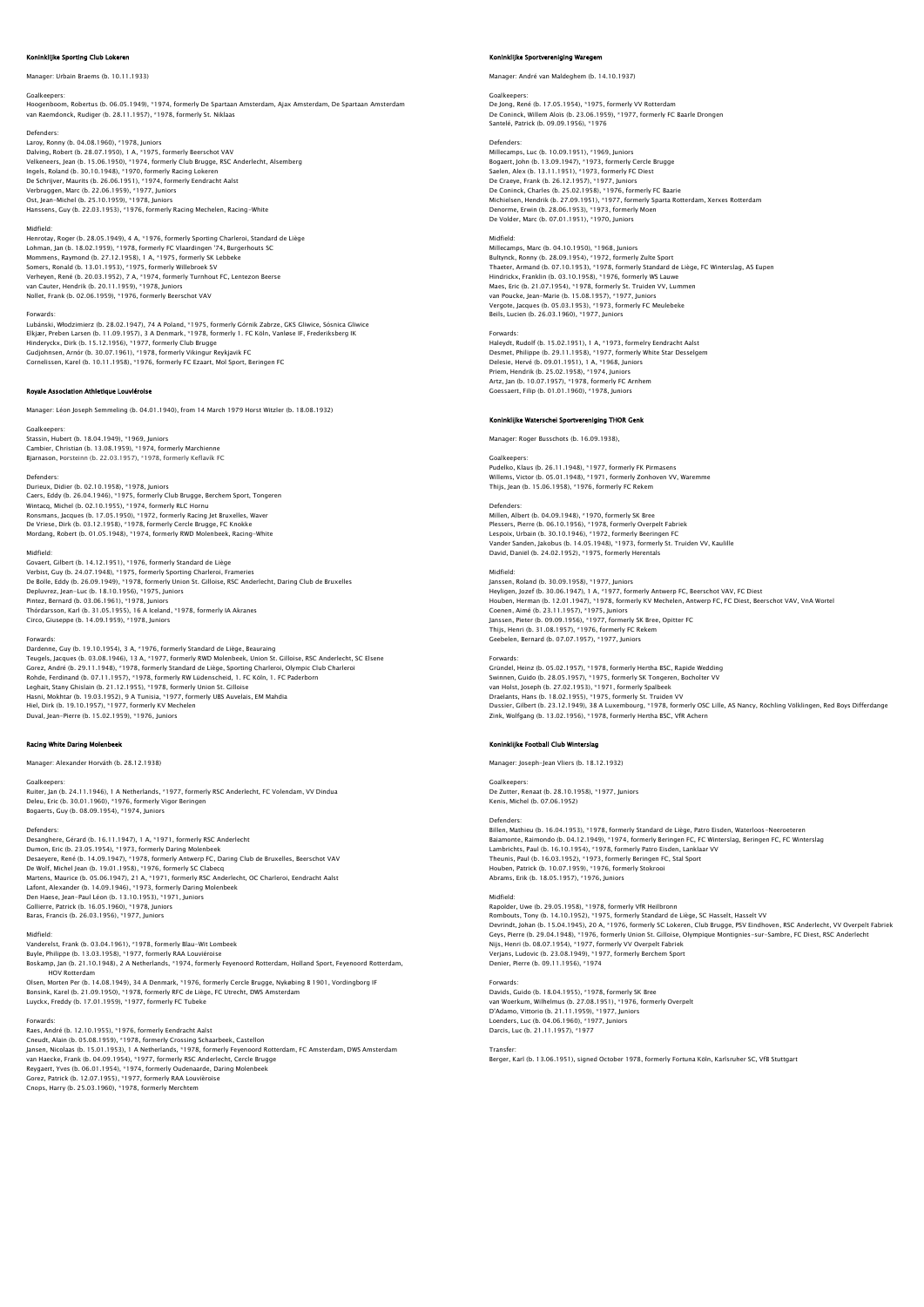## Koninklijke Sporting Club Lokeren

Manager: Urbain Braems (b. 10.11.1933)

Goalkeepers:
Hoogenboom, Robertus (b. 06.05.1949), *1974, formerly De Spartaan Amsterdam, Ajax Amsterdam, De Spartaan Amsterdam
van Raemdonck, Rudiger (b. 28.11.1957), *1978, formerly St. Niklaas

Defenders:
Laroy, Ronny (b. 04.08.1960), *1978, Juniors
Dalving, Robert (b. 28.07.1950), 1 A, *1975, formerly Beerschot VAV
Velkeneers, Jean (b. 15.06.1950), *1974, formerly Club Brugge, RSC Anderlecht, Alsemberg
Ingels, Roland (b. 30.10.1948), *1970, formerly Racing Lokeren
De Schrijver, Maurits (b. 26.06.1951), *1974, formerly Eendracht Aalst
Verbruggen, Marc (b. 22.06.1959), *1977, Juniors
Ost, Jean-Michel (b. 25.10.1959), *1978, Juniors
Hanssens, Guy (b. 22.03.1953), *1976, formerly Racing Mechelen, Racing-White

Midfield:
Henrotay, Roger (b. 28.05.1949), 4 A, *1976, formerly Sporting Charleroi, Standard de Liège
Lohman, Jan (b. 18.02.1959), *1978, formerly FC Vlaardingen '74, Burgerhouts SC
Mommens, Raymond (b. 27.12.1958), 1 A, *1975, formerly SK Lebbeke
Somers, Ronald (b. 13.01.1953), *1975, formerly Willebroek SV
Verheyen, René (b. 20.03.1952), 7 A, *1974, formerly Turnhout FC, Lentezon Beerse
van Cauter, Hendrik (b. 20.11.1959), *1978, Juniors
Nollet, Frank (b. 02.06.1959), *1976, formerly Beerschot VAV

Forwards:
Lubánski, Włodzimierz (b. 28.02.1947), 74 A Poland, *1975, formerly Górnik Zabrze, GKS Gliwice, Sośnica Gliwice
Elkjær, Preben Larsen (b. 11.09.1957), 3 A Denmark, *1978, formerly 1. FC Köln, Vanløse IF, Frederiksberg IK
Hinderyckx, Dirk (b. 15.12.1956), *1977, formerly Club Brugge
Gudjohnsen, Arnór (b. 30.07.1961), *1978, formerly Vikingur Reykjavik FC
Cornelissen, Karel (b. 10.11.1958), *1976, formerly FC Ezaart, Mol Sport, Beringen FC

## Royale Association Athlétique Louviéroise

Manager: Léon Joseph Semmeling (b. 04.01.1940), from 14 March 1979 Horst Witzler (b. 18.08.1932)

Goalkeepers:
Stassin, Hubert (b. 18.04.1949), *1969, Juniors
Cambier, Christian (b. 13.08.1959), *1974, formerly Marchienne
Bjarnason, Þorsteinn (b. 22.03.1957), *1978, formerly Keflavik FC

Defenders:
Durieux, Didier (b. 02.10.1958), *1978, Juniors
Caers, Eddy (b. 26.04.1946), *1975, formerly Club Brugge, Berchem Sport, Tongeren
Wintacq, Michel (b. 02.10.1955), *1974, formerly RLC Hornu
Ronsmans, Jacques (b. 17.05.1950), *1972, formerly Racing Jet Bruxelles, Waver
De Vriese, Dirk (b. 03.12.1958), *1978, formerly Cercle Brugge, FC Knokke
Mordang, Robert (b. 01.05.1948), *1974, formerly RWD Molenbeek, Racing-White

Midfield:
Govaert, Gilbert (b. 14.12.1951), *1976, formerly Standard de Liège
Verbist, Guy (b. 24.07.1948), *1975, formerly Sporting Charleroi, Frameries
De Bolle, Eddy (b. 26.09.1949), *1978, formerly Union St. Gilloise, RSC Anderlecht, Daring Club de Bruxelles
Depluvrez, Jean-Luc (b. 18.10.1956), *1975, Juniors
Pintez, Bernard (b. 03.06.1961), *1978, Juniors
Thórdarsson, Karl (b. 31.05.1955), 16 A Iceland, *1978, formerly IA Akranes
Circo, Giuseppe (b. 14.09.1959), *1978, Juniors

Forwards:
Dardenne, Guy (b. 19.10.1954), 3 A, *1976, formerly Standard de Liège, Beauraing
Teugels, Jacques (b. 03.08.1946), 13 A, *1977, formerly RWD Molenbeek, Union St. Gilloise, RSC Anderlecht, SC Elsene
Gorez, André (b. 29.11.1948), *1978, formerly Standard de Liège, Sporting Charleroi, Olympic Club Charleroi
Rohde, Ferdinand (b. 07.11.1957), *1978, formerly RW Lüdenscheid, 1. FC Köln, 1. FC Paderborn
Leghait, Stany Ghislain (b. 21.12.1955), *1978, formerly Union St. Gilloise
Hasni, Mokhtar (b. 19.03.1952), 9 A Tunisia, *1977, formerly UBS Auvelais, EM Mahdia
Hiel, Dirk (b. 19.10.1957), *1977, formerly KV Mechelen
Duval, Jean-Pierre (b. 15.02.1959), *1976, Juniors

## Racing White Daring Molenbeek

Manager: Alexander Horváth (b. 28.12.1938)

Goalkeepers:
Ruiter, Jan (b. 24.11.1946), 1 A Netherlands, *1977, formerly RSC Anderlecht, FC Volendam, VV Dindua
Deleu, Eric (b. 30.01.1960), *1976, formerly Vigor Beringen
Bogaerts, Guy (b. 08.09.1954), *1974, Juniors

Defenders:
Desanghere, Gérard (b. 16.11.1947), 1 A, *1971, formerly RSC Anderlecht
Dumon, Eric (b. 23.05.1954), *1973, formerly Daring Molenbeek
Desaeyere, René (b. 14.09.1947), *1978, formerly Antwerp FC, Daring Club de Bruxelles, Beerschot VAV
De Wolf, Michel Jean (b. 19.01.1958), *1976, formerly SC Clabecq
Martens, Maurice (b. 05.06.1947), 21 A, *1971, formerly RSC Anderlecht, OC Charleroi, Eendracht Aalst
Lafont, Alexander (b. 14.09.1946), *1973, formerly Daring Molenbeek
Den Haese, Jean-Paul Léon (b. 13.10.1953), *1971, Juniors
Gollierre, Patrick (b. 16.05.1960), *1978, Juniors
Baras, Francis (b. 26.03.1956), *1977, Juniors

Midfield:
Vanderelst, Frank (b. 03.04.1961), *1978, formerly Blau-Wit Lombeek
Buyle, Philippe (b. 13.03.1958), *1977, formerly RAA Louviéroise
Boskamp, Jan (b. 21.10.1948), 2 A Netherlands, *1974, formerly Feyenoord Rotterdam, Holland Sport, Feyenoord Rotterdam, HOV Rotterdam
Olsen, Morten Per (b. 14.08.1949), 34 A Denmark, *1976, formerly Cercle Brugge, Nykøbing B 1901, Vordingborg IF
Bonsink, Karel (b. 21.09.1950), *1978, formerly RFC de Liège, FC Utrecht, DWS Amsterdam
Luyckx, Freddy (b. 17.01.1959), *1977, formerly FC Tubeke

Forwards:
Raes, André (b. 12.10.1955), *1976, formerly Eendracht Aalst
Cneudt, Alain (b. 05.08.1959), *1978, formerly Crossing Schaarbeek, Castellon
Jansen, Nicolaas (b. 15.01.1953), 1 A Netherlands, *1978, formerly Feyenoord Rotterdam, FC Amsterdam, DWS Amsterdam
van Haecke, Frank (b. 04.09.1954), *1977, formerly RSC Anderlecht, Cercle Brugge
Reygaert, Yves (b. 06.01.1954), *1974, formerly Oudenaarde, Daring Molenbeek
Gorez, Patrick (b. 12.07.1955), *1977, formerly RAA Louviéroise
Cnops, Harry (b. 25.03.1960), *1978, formerly Merchtem

## Koninklijke Sportvereniging Waregem

Manager: André van Maldeghem (b. 14.10.1937)

Goalkeepers:
De Jong, René (b. 17.05.1954), *1975, formerly VV Rotterdam
De Coninck, Willem Alois (b. 23.06.1959), *1977, formerly FC Baarle Drongen
Santelé, Patrick (b. 09.09.1956), *1976

Defenders:
Millecamps, Luc (b. 10.09.1951), *1969, Juniors
Bogaert, John (b. 13.09.1947), *1973, formerly Cercle Brugge
Saelen, Alex (b. 13.11.1951), *1973, formerly FC Diest
De Craeye, Frank (b. 26.12.1957), *1977, Juniors
De Coninck, Charles (b. 25.02.1958), *1976, formerly FC Baarie
Michielsen, Hendrik (b. 27.09.1951), *1977, formerly Sparta Rotterdam, Xerxes Rotterdam
Denorme, Erwin (b. 28.06.1953), *1973, formerly Moen
De Volder, Marc (b. 07.01.1951), *1970, Juniors

Midfield:
Millecamps, Marc (b. 04.10.1950), *1968, Juniors
Bultynck, Ronny (b. 28.09.1954), *1972, formerly Zulte Sport
Thaeter, Armand (b. 07.10.1953), *1978, formerly Standard de Liège, FC Winterslag, AS Eupen
Hindrickx, Franklin (b. 03.10.1958), *1976, formerly WS Lauwe
Maes, Eric (b. 21.07.1954), *1978, formerly St. Truiden VV, Lummen
van Poucke, Jean-Marie (b. 15.08.1957), *1977, Juniors
Vergote, Jacques (b. 05.03.1953), *1973, formerly FC Meulebeke
Beils, Lucien (b. 26.03.1960), *1977, Juniors

Forwards:
Haleydt, Rudolf (b. 15.02.1951), 1 A, *1973, formelry Eendracht Aalst
Desmet, Philippe (b. 29.11.1958), *1977, formerly White Star Desselgem
Delesie, Hervé (b. 09.01.1951), 1 A, *1968, Juniors
Priem, Hendrik (b. 25.02.1958), *1974, Juniors
Artz, Jan (b. 10.07.1957), *1978, formerly FC Arnhem
Goessaert, Filip (b. 01.01.1960), *1978, Juniors

## Koninklijke Waterschei Sportvereniging THOR Genk

Manager: Roger Busschots (b. 16.09.1938),

Goalkeepers:
Pudelko, Klaus (b. 26.11.1948), *1977, formerly FK Pirmasens
Willems, Victor (b. 05.01.1948), *1971, formerly Zonhoven VV, Waremme
Thijs, Jean (b. 15.06.1958), *1976, formerly FC Rekem

Defenders:
Millen, Albert (b. 04.09.1948), *1970, formerly SK Bree
Plessers, Pierre (b. 06.10.1956), *1978, formerly Overpelt Fabriek
Lespoix, Urbain (b. 30.10.1946), *1972, formerly Beeringen FC
Vander Sanden, Jakobus (b. 14.05.1948), *1973, formerly St. Truiden VV, Kaulille
David, Daniël (b. 24.02.1952), *1975, formerly Herentals

Midfield:
Janssen, Roland (b. 30.09.1958), *1977, Juniors
Heyligen, Jozef (b. 30.06.1947), 1 A, *1977, formerly Antwerp FC, Beerschot VAV, FC Diest
Houben, Herman (b. 12.01.1947), *1978, formerly KV Mechelen, Antwerp FC, FC Diest, Beerschot VAV, VnA Wortel
Coenen, Aimé (b. 23.11.1957), *1975, Juniors
Janssen, Pieter (b. 09.09.1956), *1977, formerly SK Bree, Opitter FC
Thijs, Henri (b. 31.08.1957), *1976, formerly FC Rekem
Geebelen, Bernard (b. 07.07.1957), *1977, Juniors

Forwards:
Gründel, Heinz (b. 05.02.1957), *1978, formerly Hertha BSC, Rapide Wedding
Swinnen, Guido (b. 28.05.1957), *1975, formerly SK Tongeren, Bocholter VV
van Holst, Joseph (b. 27.02.1953), *1971, formerly Spalbeek
Draelants, Hans (b. 18.02.1955), *1975, formerly St. Truiden VV
Dussier, Gilbert (b. 23.12.1949), 38 A Luxembourg, *1978, formerly OSC Lille, AS Nancy, Röchling Völklingen, Red Boys Differdange
Zink, Wolfgang (b. 13.02.1956), *1978, formerly Hertha BSC, VfR Achern

## Koninklijke Football Club Winterslag

Manager: Joseph-Jean Vliers (b. 18.12.1932)

Goalkeepers:
De Zutter, Renaat (b. 28.10.1958), *1977, Juniors
Kenis, Michel (b. 07.06.1952)

Defenders:
Billen, Mathieu (b. 16.04.1953), *1978, formerly Standard de Liège, Patro Eisden, Waterloos-Neeroeteren
Baiamonte, Raimondo (b. 04.12.1949), *1974, formerly Beringen FC, FC Winterslag, Beringen FC, FC Winterslag
Lambrichts, Paul (b. 16.10.1954), *1978, formerly Patro Eisden, Lanklaar VV
Theunis, Paul (b. 16.03.1952), *1973, formerly Beringen FC, Stal Sport
Houben, Patrick (b. 10.07.1959), *1976, formerly Stokrooi
Abrams, Erik (b. 18.05.1957), *1976, Juniors

Midfield:
Rapolder, Uwe (b. 29.05.1958), *1978, formerly VfR Heilbronn
Rombouts, Tony (b. 14.10.1952), *1975, formerly Standard de Liège, SC Hasselt, Hasselt VV
Devrindt, Johan (b. 15.04.1945), 20 A, *1976, formerly SC Lokeren, Club Brugge, PSV Eindhoven, RSC Anderlecht, VV Overpelt Fabriek
Geys, Pierre (b. 29.04.1948), *1976, formerly Union St. Gilloise, Olympique Montignies-sur-Sambre, FC Diest, RSC Anderlecht
Nijs, Henri (b. 08.07.1954), *1977, formerly VV Overpelt Fabriek
Verjans, Ludovic (b. 23.08.1949), *1977, formerly Berchem Sport
Denier, Pierre (b. 09.11.1956), *1974

Forwards:
Davids, Guido (b. 18.04.1955), *1978, formerly SK Bree
van Woerkum, Wilhelmus (b. 27.08.1951), *1976, formerly Overpelt
D'Adamo, Vittorio (b. 21.11.1959), *1977, Juniors
Loenders, Luc (b. 04.06.1960), *1977, Juniors
Darcis, Luc (b. 21.11.1957), *1977

Transfer:
Berger, Karl (b. 13.06.1951), signed October 1978, formerly Fortuna Köln, Karlsruher SC, VfB Stuttgart